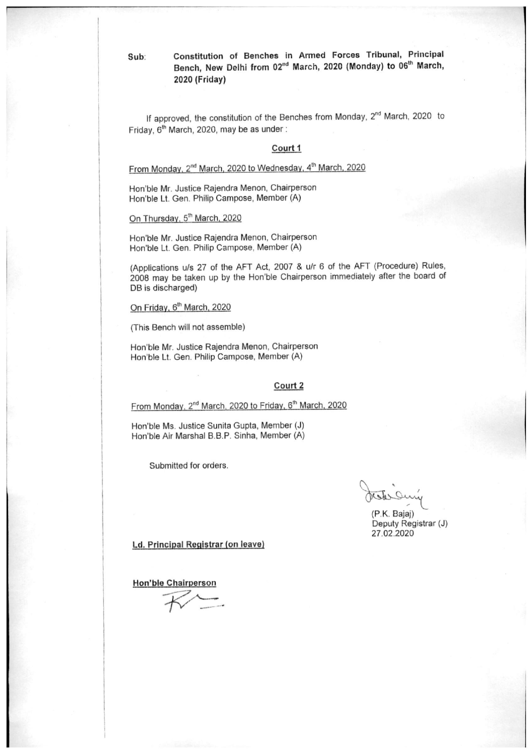**Sub: Constitution of Benches in Armed Forces Tribunal, Principal Bench, New Delhi from 02nd March, 2020 (Monday) to 06th March, 2020 (Friday)**

If approved, the constitution of the Benches from Monday, 2nd March, 2020 to Friday, 6th March, 2020, may be as under :

**Court 1**

From Monday, 2nd March, 2020 to Wednesday, 4th March, 2020

Hon'ble Mr. Justice Rajendra Menon, Chairperson
Hon'ble Lt. Gen. Philip Campose, Member (A)

On Thursday, 5th March, 2020

Hon'ble Mr. Justice Rajendra Menon, Chairperson
Hon'ble Lt. Gen. Philip Campose, Member (A)

(Applications u/s 27 of the AFT Act, 2007 & u/r 6 of the AFT (Procedure) Rules, 2008 may be taken up by the Hon'ble Chairperson immediately after the board of DB is discharged)

On Friday, 6th March, 2020

(This Bench will not assemble)

Hon'ble Mr. Justice Rajendra Menon, Chairperson
Hon'ble Lt. Gen. Philip Campose, Member (A)

**Court 2**

From Monday, 2nd March, 2020 to Friday, 6th March, 2020

Hon'ble Ms. Justice Sunita Gupta, Member (J)
Hon'ble Air Marshal B.B.P. Sinha, Member (A)

Submitted for orders.

(P.K. Bajaj)
Deputy Registrar (J)
27.02.2020

**Ld. Principal Registrar (on leave)**

**Hon'ble Chairperson**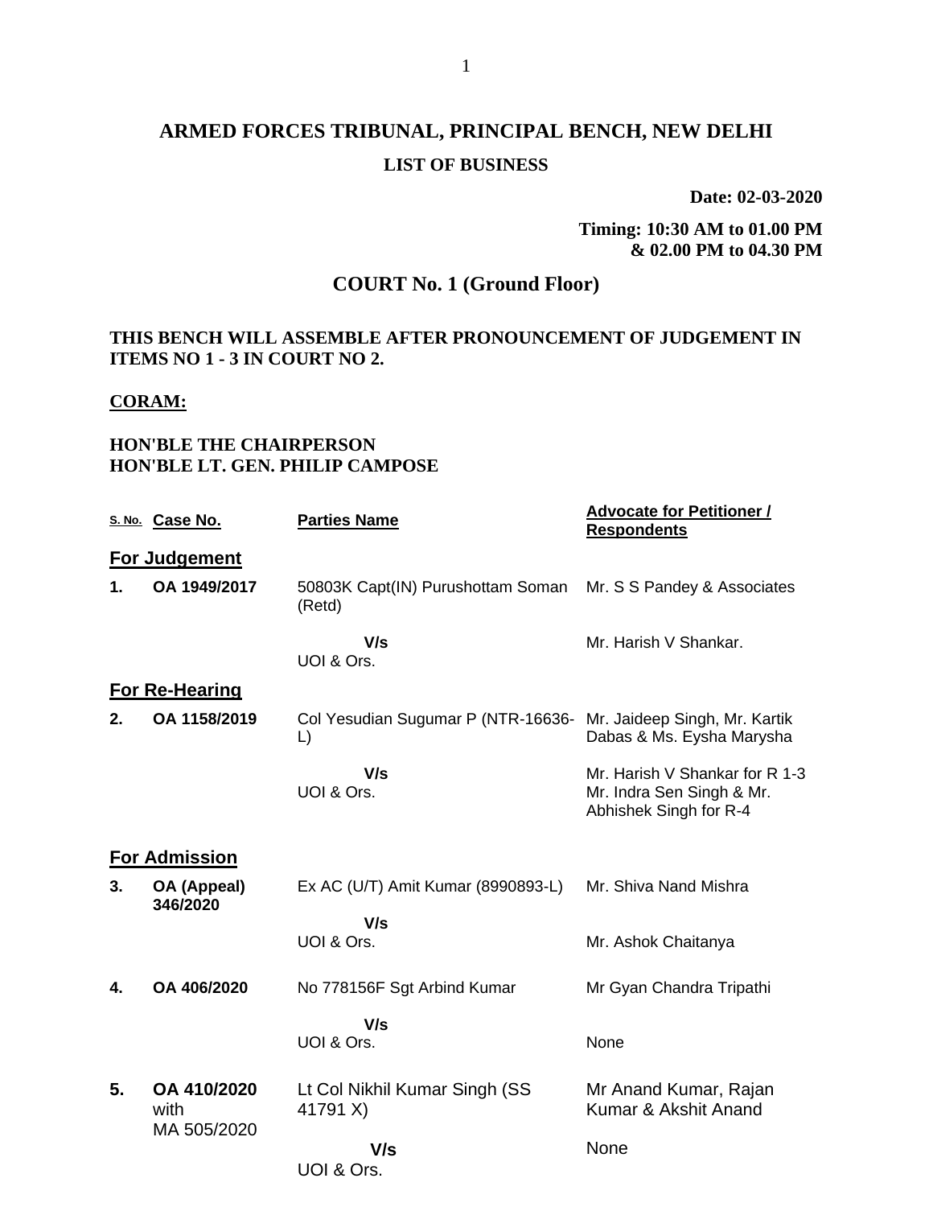# ARMED FORCES TRIBUNAL, PRINCIPAL BENCH, NEW DELHI

## LIST OF BUSINESS

**Date: 02-03-2020**

**Timing: 10:30 AM to 01.00 PM & 02.00 PM to 04.30 PM**

## COURT No. 1 (Ground Floor)

**THIS BENCH WILL ASSEMBLE AFTER PRONOUNCEMENT OF JUDGEMENT IN ITEMS NO 1 - 3 IN COURT NO 2.**

**CORAM:**

**HON'BLE THE CHAIRPERSON**
**HON'BLE LT. GEN. PHILIP CAMPOSE**

| S. No. | Case No. | Parties Name | Advocate for Petitioner / Respondents |
|---|---|---|---|
| **For Judgement** | | | |
| **1.** | **OA 1949/2017** | 50803K Capt(IN) Purushottam Soman (Retd) | Mr. S S Pandey & Associates |
| | | **V/s** UOI & Ors. | Mr. Harish V Shankar. |
| **For Re-Hearing** | | | |
| **2.** | **OA 1158/2019** | Col Yesudian Sugumar P (NTR-16636-L) | Mr. Jaideep Singh, Mr. Kartik Dabas & Ms. Eysha Marysha |
| | | **V/s** UOI & Ors. | Mr. Harish V Shankar for R 1-3 Mr. Indra Sen Singh & Mr. Abhishek Singh for R-4 |
| **For Admission** | | | |
| **3.** | **OA (Appeal) 346/2020** | Ex AC (U/T) Amit Kumar (8990893-L) | Mr. Shiva Nand Mishra |
| | | **V/s** UOI & Ors. | Mr. Ashok Chaitanya |
| **4.** | **OA 406/2020** | No 778156F Sgt Arbind Kumar | Mr Gyan Chandra Tripathi |
| | | **V/s** UOI & Ors. | None |
| **5.** | **OA 410/2020** with MA 505/2020 | Lt Col Nikhil Kumar Singh (SS 41791 X) | Mr Anand Kumar, Rajan Kumar & Akshit Anand |
| | | **V/s** UOI & Ors. | None |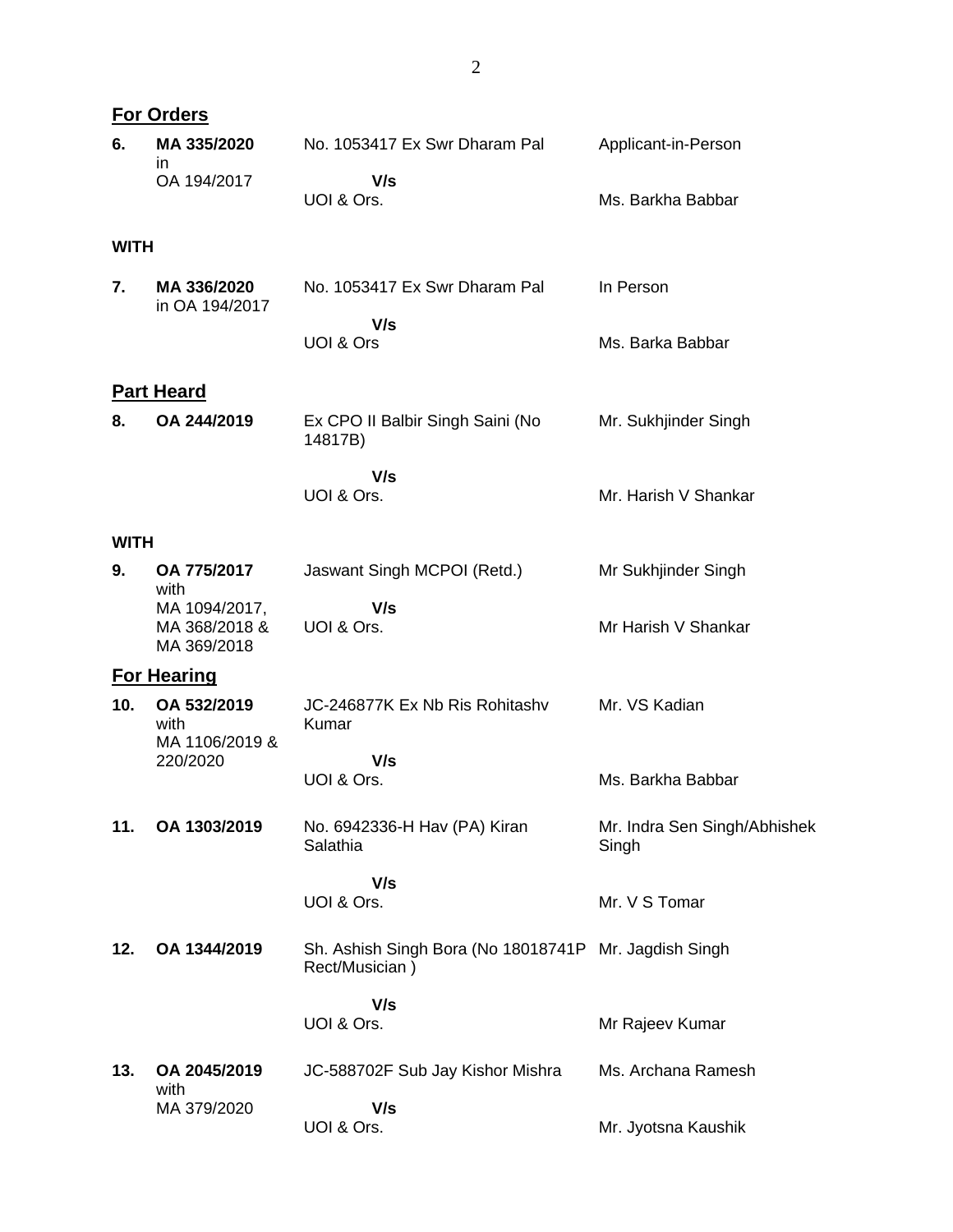## For Orders

| | | | |
|---|---|---|---|
| **6.** | **MA 335/2020** in OA 194/2017 | No. 1053417 Ex Swr Dharam Pal<br>**V/s**<br>UOI & Ors. | Applicant-in-Person<br><br>Ms. Barkha Babbar |

**WITH**

| | | | |
|---|---|---|---|
| **7.** | **MA 336/2020** in OA 194/2017 | No. 1053417 Ex Swr Dharam Pal<br>**V/s**<br>UOI & Ors | In Person<br><br>Ms. Barka Babbar |

## Part Heard

| | | | |
|---|---|---|---|
| **8.** | **OA 244/2019** | Ex CPO II Balbir Singh Saini (No 14817B)<br>**V/s**<br>UOI & Ors. | Mr. Sukhjinder Singh<br><br>Mr. Harish V Shankar |

**WITH**

| | | | |
|---|---|---|---|
| **9.** | **OA 775/2017** with MA 1094/2017, MA 368/2018 & MA 369/2018 | Jaswant Singh MCPOI (Retd.)<br>**V/s**<br>UOI & Ors. | Mr Sukhjinder Singh<br><br>Mr Harish V Shankar |

## For Hearing

| | | | |
|---|---|---|---|
| **10.** | **OA 532/2019** with MA 1106/2019 & 220/2020 | JC-246877K Ex Nb Ris Rohitashv Kumar<br>**V/s**<br>UOI & Ors. | Mr. VS Kadian<br><br>Ms. Barkha Babbar |
| **11.** | **OA 1303/2019** | No. 6942336-H Hav (PA) Kiran Salathia<br>**V/s**<br>UOI & Ors. | Mr. Indra Sen Singh/Abhishek Singh<br><br>Mr. V S Tomar |
| **12.** | **OA 1344/2019** | Sh. Ashish Singh Bora (No 18018741P Rect/Musician )<br>**V/s**<br>UOI & Ors. | Mr. Jagdish Singh<br><br>Mr Rajeev Kumar |
| **13.** | **OA 2045/2019** with MA 379/2020 | JC-588702F Sub Jay Kishor Mishra<br>**V/s**<br>UOI & Ors. | Ms. Archana Ramesh<br><br>Mr. Jyotsna Kaushik |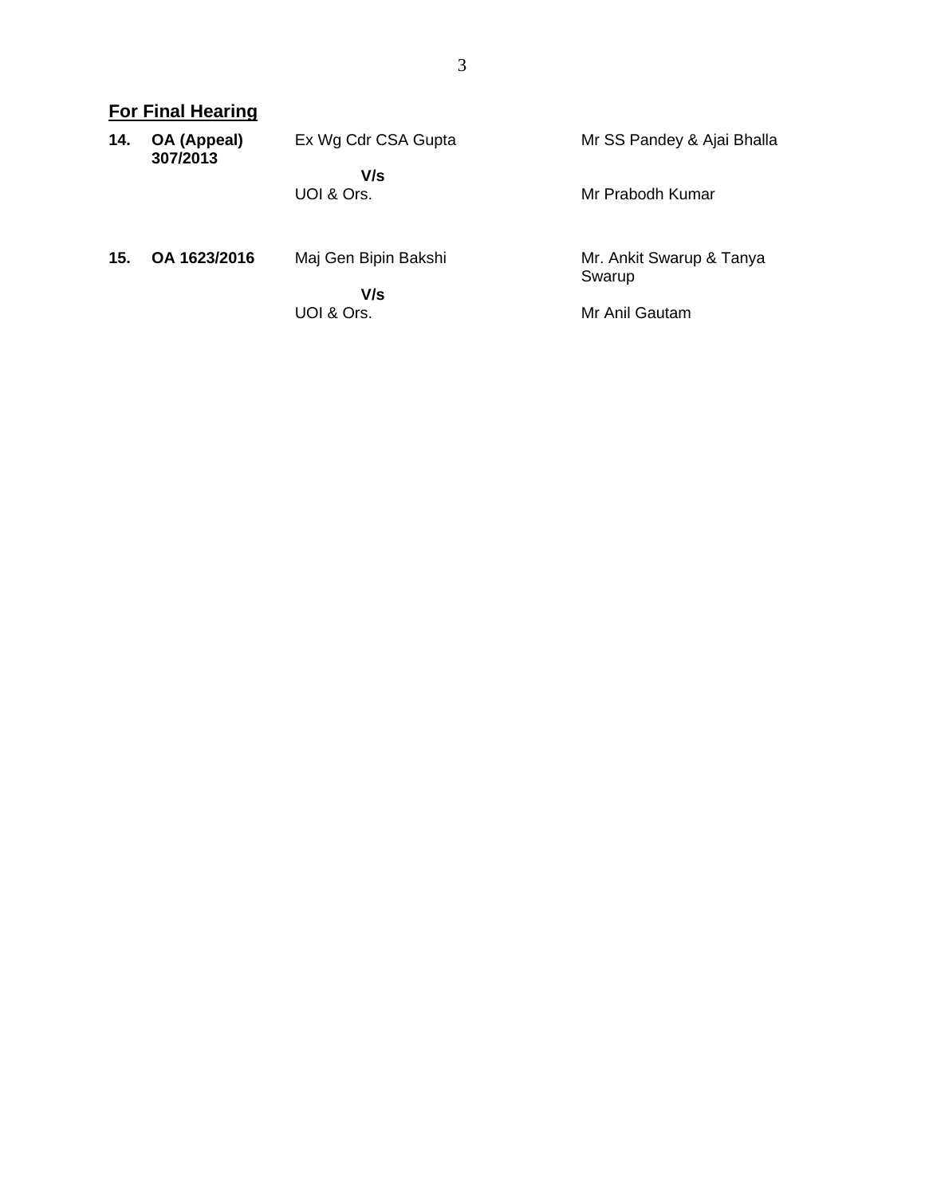## For Final Hearing

| | | | |
|---|---|---|---|
| **14.** | **OA (Appeal) 307/2013** | Ex Wg Cdr CSA Gupta<br>**V/s**<br>UOI & Ors. | Mr SS Pandey & Ajai Bhalla<br><br>Mr Prabodh Kumar |
| **15.** | **OA 1623/2016** | Maj Gen Bipin Bakshi<br>**V/s**<br>UOI & Ors. | Mr. Ankit Swarup & Tanya Swarup<br><br>Mr Anil Gautam |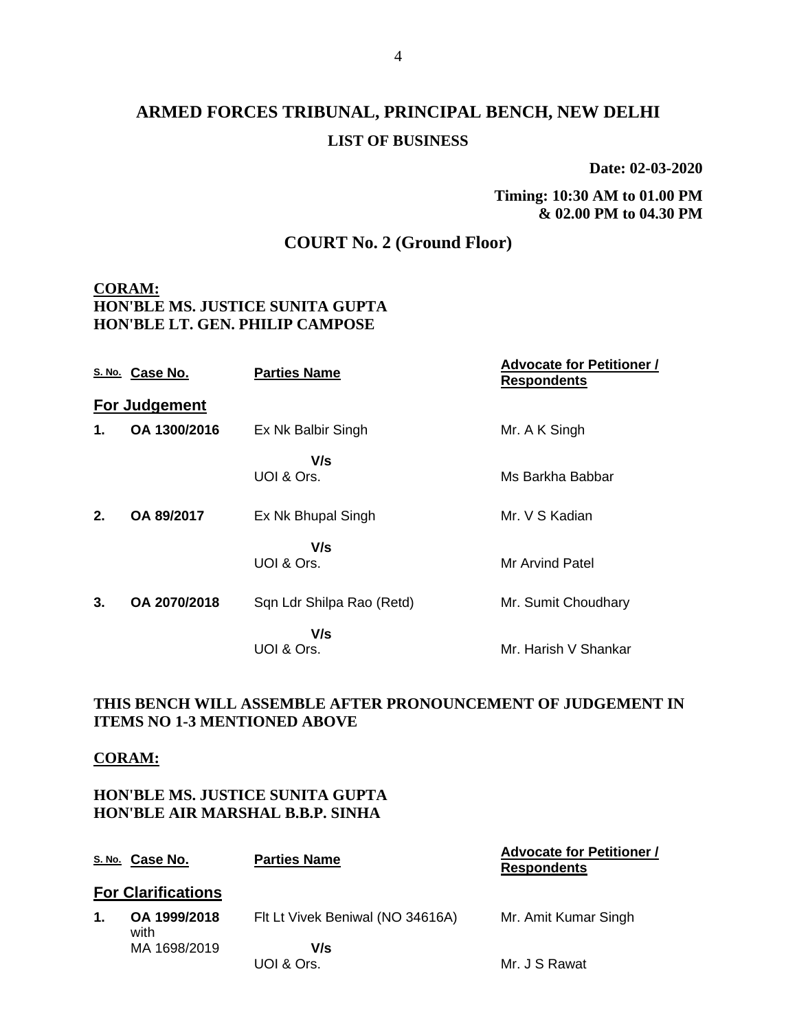# ARMED FORCES TRIBUNAL, PRINCIPAL BENCH, NEW DELHI

**LIST OF BUSINESS**

**Date: 02-03-2020**

**Timing: 10:30 AM to 01.00 PM & 02.00 PM to 04.30 PM**

## COURT No. 2 (Ground Floor)

**CORAM:**
**HON'BLE MS. JUSTICE SUNITA GUPTA**
**HON'BLE LT. GEN. PHILIP CAMPOSE**

| S. No. | Case No. | Parties Name | Advocate for Petitioner / Respondents |
|---|---|---|---|
| **For Judgement** | | | |
| **1.** | **OA 1300/2016** | Ex Nk Balbir Singh | Mr. A K Singh |
| | | **V/s** UOI & Ors. | Ms Barkha Babbar |
| **2.** | **OA 89/2017** | Ex Nk Bhupal Singh | Mr. V S Kadian |
| | | **V/s** UOI & Ors. | Mr Arvind Patel |
| **3.** | **OA 2070/2018** | Sqn Ldr Shilpa Rao (Retd) | Mr. Sumit Choudhary |
| | | **V/s** UOI & Ors. | Mr. Harish V Shankar |

**THIS BENCH WILL ASSEMBLE AFTER PRONOUNCEMENT OF JUDGEMENT IN ITEMS NO 1-3 MENTIONED ABOVE**

**CORAM:**

**HON'BLE MS. JUSTICE SUNITA GUPTA**
**HON'BLE AIR MARSHAL B.B.P. SINHA**

| S. No. | Case No. | Parties Name | Advocate for Petitioner / Respondents |
|---|---|---|---|
| **For Clarifications** | | | |
| **1.** | **OA 1999/2018** with MA 1698/2019 | Flt Lt Vivek Beniwal (NO 34616A) | Mr. Amit Kumar Singh |
| | | **V/s** UOI & Ors. | Mr. J S Rawat |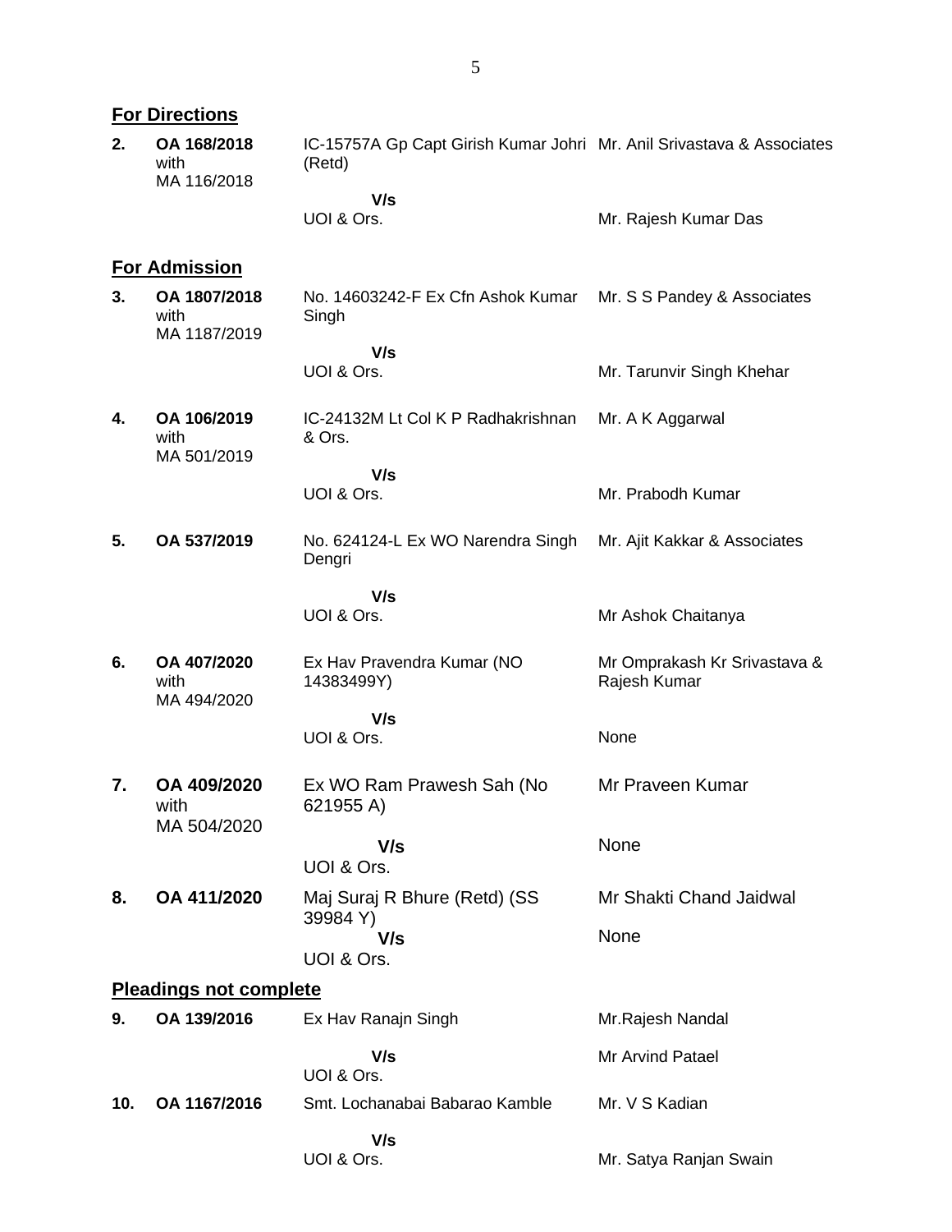## For Directions

| | | | |
|---|---|---|---|
| **2.** | **OA 168/2018** with MA 116/2018 | IC-15757A Gp Capt Girish Kumar Johri (Retd) | Mr. Anil Srivastava & Associates |
| | | **V/s** UOI & Ors. | Mr. Rajesh Kumar Das |

## For Admission

| | | | |
|---|---|---|---|
| **3.** | **OA 1807/2018** with MA 1187/2019 | No. 14603242-F Ex Cfn Ashok Kumar Singh | Mr. S S Pandey & Associates |
| | | **V/s** UOI & Ors. | Mr. Tarunvir Singh Khehar |
| **4.** | **OA 106/2019** with MA 501/2019 | IC-24132M Lt Col K P Radhakrishnan & Ors. | Mr. A K Aggarwal |
| | | **V/s** UOI & Ors. | Mr. Prabodh Kumar |
| **5.** | **OA 537/2019** | No. 624124-L Ex WO Narendra Singh Dengri | Mr. Ajit Kakkar & Associates |
| | | **V/s** UOI & Ors. | Mr Ashok Chaitanya |
| **6.** | **OA 407/2020** with MA 494/2020 | Ex Hav Pravendra Kumar (NO 14383499Y) | Mr Omprakash Kr Srivastava & Rajesh Kumar |
| | | **V/s** UOI & Ors. | None |
| **7.** | **OA 409/2020** with MA 504/2020 | Ex WO Ram Prawesh Sah (No 621955 A) | Mr Praveen Kumar |
| | | **V/s** UOI & Ors. | None |
| **8.** | **OA 411/2020** | Maj Suraj R Bhure (Retd) (SS 39984 Y) | Mr Shakti Chand Jaidwal |
| | | **V/s** UOI & Ors. | None |

## Pleadings not complete

| | | | |
|---|---|---|---|
| **9.** | **OA 139/2016** | Ex Hav Ranajn Singh | Mr.Rajesh Nandal |
| | | **V/s** UOI & Ors. | Mr Arvind Patael |
| **10.** | **OA 1167/2016** | Smt. Lochanabai Babarao Kamble | Mr. V S Kadian |
| | | **V/s** UOI & Ors. | Mr. Satya Ranjan Swain |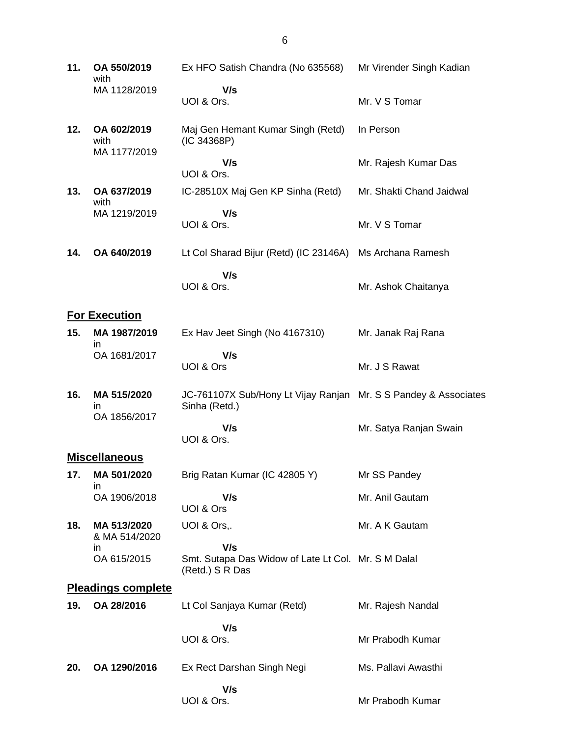| No. | Case No. | Parties | Counsel |
|---|---|---|---|
| **11.** | **OA 550/2019** with MA 1128/2019 | Ex HFO Satish Chandra (No 635568) | Mr Virender Singh Kadian |
| | | **V/s** UOI & Ors. | Mr. V S Tomar |
| **12.** | **OA 602/2019** with MA 1177/2019 | Maj Gen Hemant Kumar Singh (Retd) (IC 34368P) | In Person |
| | | **V/s** UOI & Ors. | Mr. Rajesh Kumar Das |
| **13.** | **OA 637/2019** with MA 1219/2019 | IC-28510X Maj Gen KP Sinha (Retd) | Mr. Shakti Chand Jaidwal |
| | | **V/s** UOI & Ors. | Mr. V S Tomar |
| **14.** | **OA 640/2019** | Lt Col Sharad Bijur (Retd) (IC 23146A) | Ms Archana Ramesh |
| | | **V/s** UOI & Ors. | Mr. Ashok Chaitanya |

## **For Execution**

| No. | Case No. | Parties | Counsel |
|---|---|---|---|
| **15.** | **MA 1987/2019** in OA 1681/2017 | Ex Hav Jeet Singh (No 4167310) | Mr. Janak Raj Rana |
| | | **V/s** UOI & Ors | Mr. J S Rawat |
| **16.** | **MA 515/2020** in OA 1856/2017 | JC-761107X Sub/Hony Lt Vijay Ranjan Sinha (Retd.) | Mr. S S Pandey & Associates |
| | | **V/s** UOI & Ors. | Mr. Satya Ranjan Swain |

## **Miscellaneous**

| No. | Case No. | Parties | Counsel |
|---|---|---|---|
| **17.** | **MA 501/2020** in OA 1906/2018 | Brig Ratan Kumar (IC 42805 Y) | Mr SS Pandey |
| | | **V/s** UOI & Ors | Mr. Anil Gautam |
| **18.** | **MA 513/2020** & MA 514/2020 in OA 615/2015 | UOI & Ors,. | Mr. A K Gautam |
| | | **V/s** Smt. Sutapa Das Widow of Late Lt Col. (Retd.) S R Das | Mr. S M Dalal |

## **Pleadings complete**

| No. | Case No. | Parties | Counsel |
|---|---|---|---|
| **19.** | **OA 28/2016** | Lt Col Sanjaya Kumar (Retd) | Mr. Rajesh Nandal |
| | | **V/s** UOI & Ors. | Mr Prabodh Kumar |
| **20.** | **OA 1290/2016** | Ex Rect Darshan Singh Negi | Ms. Pallavi Awasthi |
| | | **V/s** UOI & Ors. | Mr Prabodh Kumar |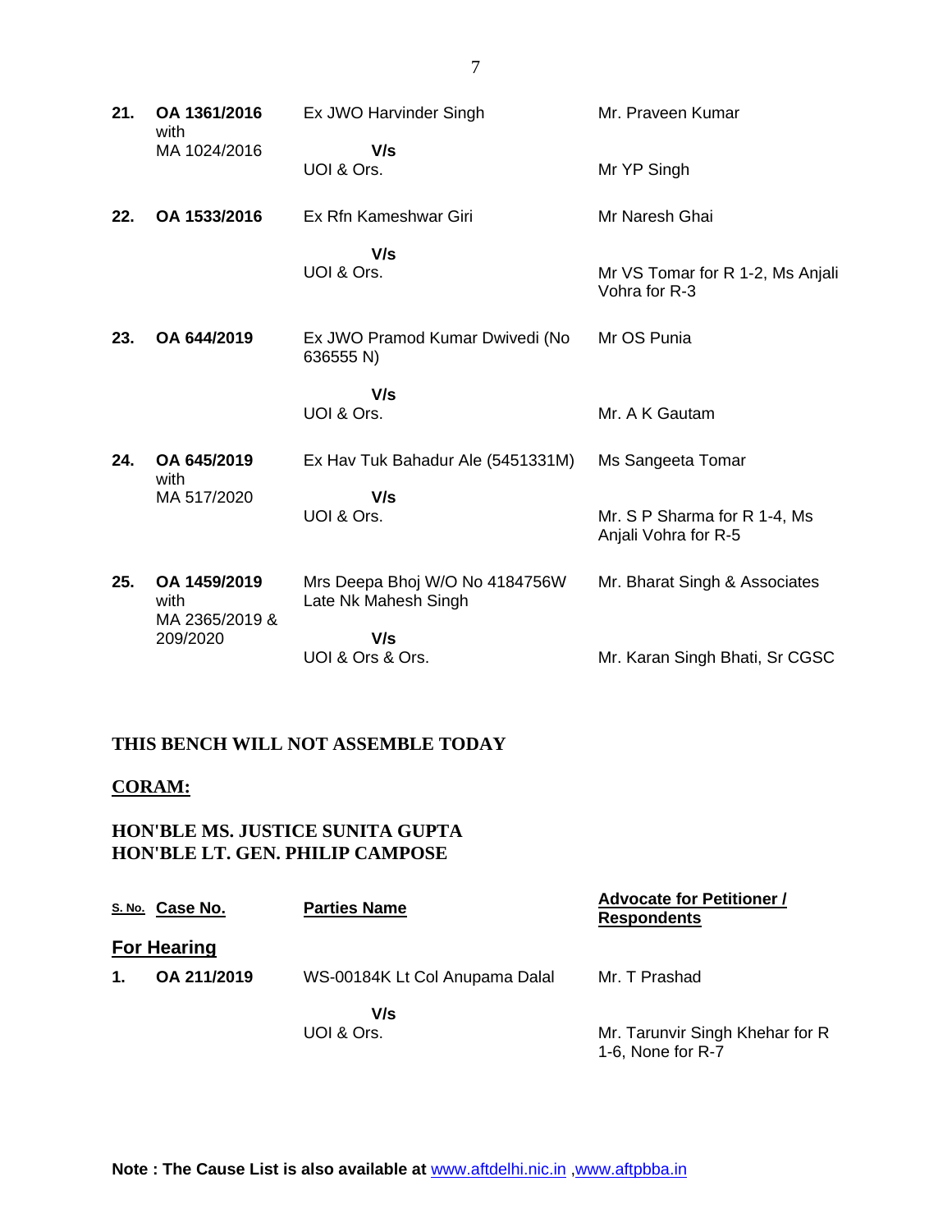| | | | |
|---|---|---|---|
| **21.** | **OA 1361/2016** with MA 1024/2016 | Ex JWO Harvinder Singh **V/s** UOI & Ors. | Mr. Praveen Kumar<br>Mr YP Singh |
| **22.** | **OA 1533/2016** | Ex Rfn Kameshwar Giri **V/s** UOI & Ors. | Mr Naresh Ghai<br>Mr VS Tomar for R 1-2, Ms Anjali Vohra for R-3 |
| **23.** | **OA 644/2019** | Ex JWO Pramod Kumar Dwivedi (No 636555 N) **V/s** UOI & Ors. | Mr OS Punia<br>Mr. A K Gautam |
| **24.** | **OA 645/2019** with MA 517/2020 | Ex Hav Tuk Bahadur Ale (5451331M) **V/s** UOI & Ors. | Ms Sangeeta Tomar<br>Mr. S P Sharma for R 1-4, Ms Anjali Vohra for R-5 |
| **25.** | **OA 1459/2019** with MA 2365/2019 & 209/2020 | Mrs Deepa Bhoj W/O No 4184756W Late Nk Mahesh Singh **V/s** UOI & Ors & Ors. | Mr. Bharat Singh & Associates<br>Mr. Karan Singh Bhati, Sr CGSC |

**THIS BENCH WILL NOT ASSEMBLE TODAY**

**CORAM:**

**HON'BLE MS. JUSTICE SUNITA GUPTA**
**HON'BLE LT. GEN. PHILIP CAMPOSE**

| S. No. | Case No. | Parties Name | Advocate for Petitioner / Respondents |
|---|---|---|---|
| **For Hearing** | | | |
| **1.** | **OA 211/2019** | WS-00184K Lt Col Anupama Dalal **V/s** UOI & Ors. | Mr. T Prashad<br>Mr. Tarunvir Singh Khehar for R 1-6, None for R-7 |

**Note : The Cause List is also available at** www.aftdelhi.nic.in ,www.aftpbba.in